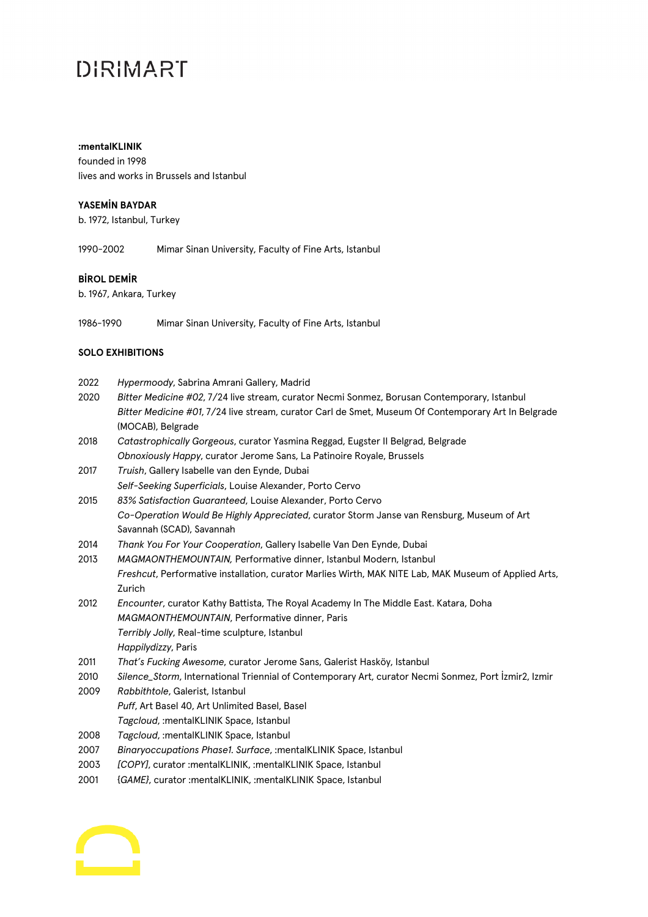DIRIMART

**:mentalKLINIK**
founded in 1998
lives and works in Brussels and Istanbul

**YASEMİN BAYDAR**
b. 1972, Istanbul, Turkey

1990–2002 Mimar Sinan University, Faculty of Fine Arts, Istanbul

**BİROL DEMİR**
b. 1967, Ankara, Turkey

1986–1990 Mimar Sinan University, Faculty of Fine Arts, Istanbul

**SOLO EXHIBITIONS**

2022 *Hypermoody*, Sabrina Amrani Gallery, Madrid

2020 *Bitter Medicine #02*, 7/24 live stream, curator Necmi Sonmez, Borusan Contemporary, Istanbul
*Bitter Medicine #01*, 7/24 live stream, curator Carl de Smet, Museum Of Contemporary Art In Belgrade (MOCAB), Belgrade

2018 *Catastrophically Gorgeous*, curator Yasmina Reggad, Eugster II Belgrad, Belgrade
*Obnoxiously Happy*, curator Jerome Sans, La Patinoire Royale, Brussels

2017 *Truish*, Gallery Isabelle van den Eynde, Dubai
*Self-Seeking Superficials*, Louise Alexander, Porto Cervo

2015 *83% Satisfaction Guaranteed*, Louise Alexander, Porto Cervo
*Co-Operation Would Be Highly Appreciated*, curator Storm Janse van Rensburg, Museum of Art Savannah (SCAD), Savannah

2014 *Thank You For Your Cooperation*, Gallery Isabelle Van Den Eynde, Dubai

2013 *MAGMAONTHEMOUNTAIN,* Performative dinner, Istanbul Modern, Istanbul
*Freshcut*, Performative installation, curator Marlies Wirth, MAK NITE Lab, MAK Museum of Applied Arts, Zurich

2012 *Encounter*, curator Kathy Battista, The Royal Academy In The Middle East. Katara, Doha
*MAGMAONTHEMOUNTAIN*, Performative dinner, Paris
*Terribly Jolly*, Real-time sculpture, Istanbul
*Happilydizzy*, Paris

2011 *That's Fucking Awesome*, curator Jerome Sans, Galerist Hasköy, Istanbul

2010 *Silence_Storm*, International Triennial of Contemporary Art, curator Necmi Sonmez, Port İzmir2, Izmir

2009 *Rabbithtole*, Galerist, Istanbul
*Puff*, Art Basel 40, Art Unlimited Basel, Basel
*Tagcloud*, :mentalKLINIK Space, Istanbul

2008 *Tagcloud*, :mentalKLINIK Space, Istanbul

2007 *Binaryoccupations Phase1. Surface*, :mentalKLINIK Space, Istanbul

2003 *[COPY]*, curator :mentalKLINIK, :mentalKLINIK Space, Istanbul

2001 *{GAME}*, curator :mentalKLINIK, :mentalKLINIK Space, Istanbul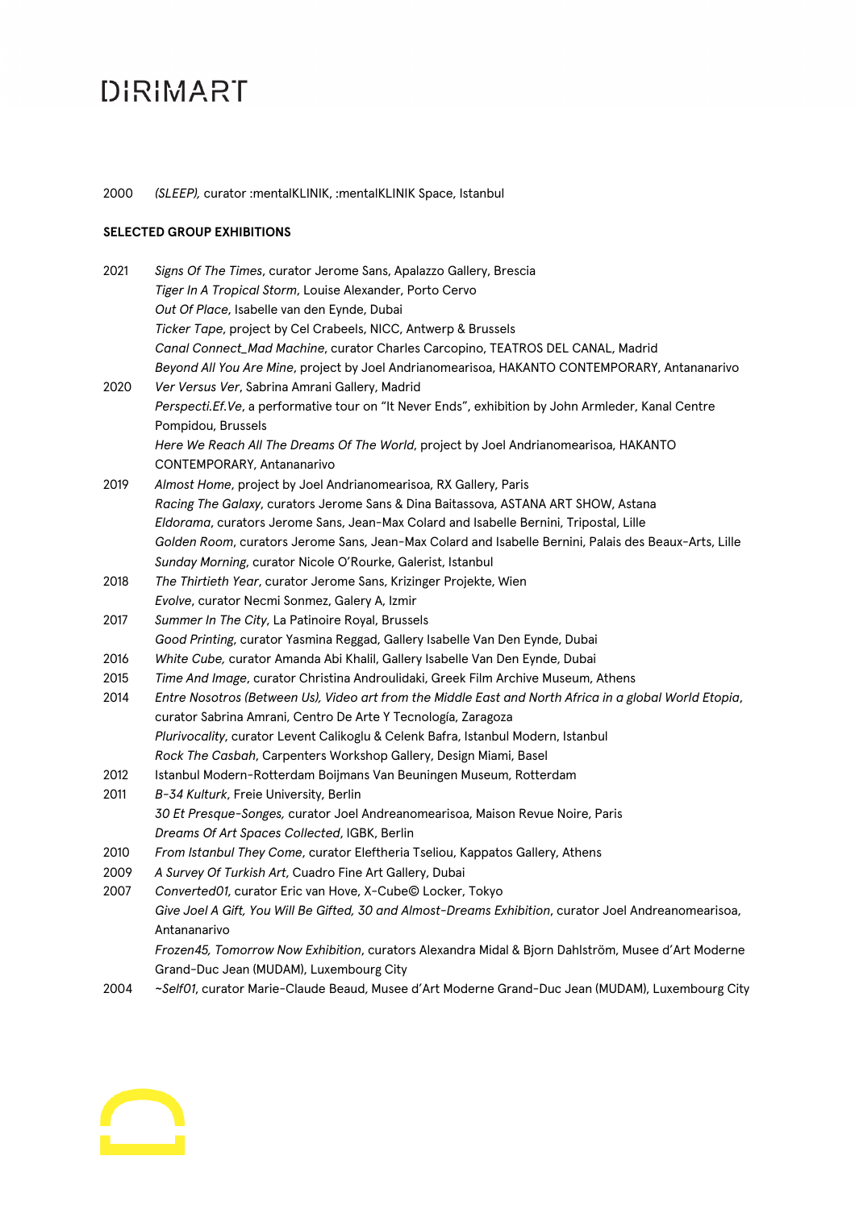2000 *(SLEEP),* curator :mentalKLINIK, :mentalKLINIK Space, Istanbul

**SELECTED GROUP EXHIBITIONS**

2021 *Signs Of The Times*, curator Jerome Sans, Apalazzo Gallery, Brescia
*Tiger In A Tropical Storm*, Louise Alexander, Porto Cervo
*Out Of Place*, Isabelle van den Eynde, Dubai
*Ticker Tape*, project by Cel Crabeels, NICC, Antwerp & Brussels
*Canal Connect_Mad Machine*, curator Charles Carcopino, TEATROS DEL CANAL, Madrid
*Beyond All You Are Mine*, project by Joel Andrianomearisoa, HAKANTO CONTEMPORARY, Antananarivo

2020 *Ver Versus Ver*, Sabrina Amrani Gallery, Madrid
*Perspecti.Ef.Ve*, a performative tour on “It Never Ends”, exhibition by John Armleder, Kanal Centre Pompidou, Brussels
*Here We Reach All The Dreams Of The World*, project by Joel Andrianomearisoa, HAKANTO CONTEMPORARY, Antananarivo

2019 *Almost Home*, project by Joel Andrianomearisoa, RX Gallery, Paris
*Racing The Galaxy*, curators Jerome Sans & Dina Baitassova, ASTANA ART SHOW, Astana
*Eldorama*, curators Jerome Sans, Jean-Max Colard and Isabelle Bernini, Tripostal, Lille
*Golden Room*, curators Jerome Sans, Jean-Max Colard and Isabelle Bernini, Palais des Beaux-Arts, Lille
*Sunday Morning*, curator Nicole O’Rourke, Galerist, Istanbul

2018 *The Thirtieth Year*, curator Jerome Sans, Krizinger Projekte, Wien
*Evolve*, curator Necmi Sonmez, Galery A, Izmir

2017 *Summer In The City*, La Patinoire Royal, Brussels
*Good Printing*, curator Yasmina Reggad, Gallery Isabelle Van Den Eynde, Dubai

2016 *White Cube,* curator Amanda Abi Khalil, Gallery Isabelle Van Den Eynde, Dubai

2015 *Time And Image*, curator Christina Androulidaki, Greek Film Archive Museum, Athens

2014 *Entre Nosotros (Between Us), Video art from the Middle East and North Africa in a global World Etopia*, curator Sabrina Amrani, Centro De Arte Y Tecnología, Zaragoza
*Plurivocality*, curator Levent Calikoglu & Celenk Bafra, Istanbul Modern, Istanbul
*Rock The Casbah*, Carpenters Workshop Gallery, Design Miami, Basel

2012 Istanbul Modern-Rotterdam Boijmans Van Beuningen Museum, Rotterdam

2011 *B-34 Kulturk*, Freie University, Berlin
*30 Et Presque-Songes,* curator Joel Andreanomearisoa, Maison Revue Noire, Paris
*Dreams Of Art Spaces Collected*, IGBK, Berlin

2010 *From Istanbul They Come*, curator Eleftheria Tseliou, Kappatos Gallery, Athens

2009 *A Survey Of Turkish Art*, Cuadro Fine Art Gallery, Dubai

2007 *Converted01*, curator Eric van Hove, X-Cube© Locker, Tokyo
*Give Joel A Gift, You Will Be Gifted, 30 and Almost-Dreams Exhibition*, curator Joel Andreanomearisoa, Antananarivo
*Frozen45, Tomorrow Now Exhibition*, curators Alexandra Midal & Bjorn Dahlström, Musee d’Art Moderne Grand-Duc Jean (MUDAM), Luxembourg City

2004 *~Self01*, curator Marie-Claude Beaud, Musee d’Art Moderne Grand-Duc Jean (MUDAM), Luxembourg City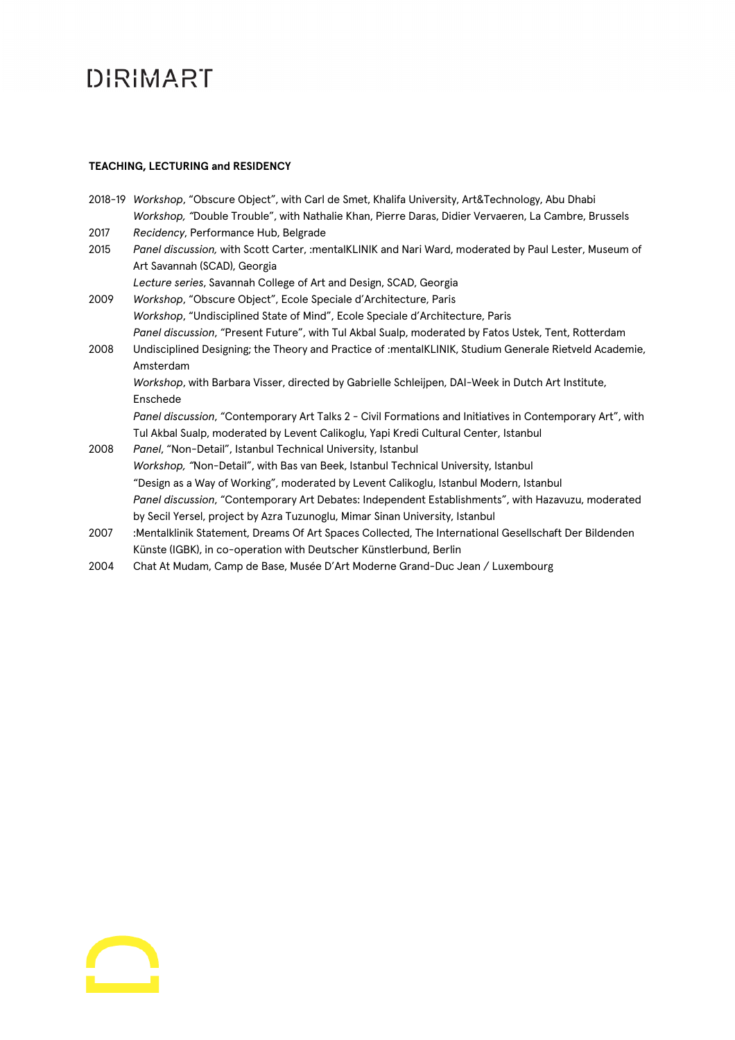**TEACHING, LECTURING and RESIDENCY**

2018-19 *Workshop*, “Obscure Object”, with Carl de Smet, Khalifa University, Art&Technology, Abu Dhabi
*Workshop, “*Double Trouble”, with Nathalie Khan, Pierre Daras, Didier Vervaeren, La Cambre, Brussels

2017 *Recidency*, Performance Hub, Belgrade

2015 *Panel discussion,* with Scott Carter, :mentalKLINIK and Nari Ward, moderated by Paul Lester, Museum of Art Savannah (SCAD), Georgia
*Lecture series*, Savannah College of Art and Design, SCAD, Georgia

2009 *Workshop*, “Obscure Object”, Ecole Speciale d’Architecture, Paris
*Workshop*, “Undisciplined State of Mind”, Ecole Speciale d’Architecture, Paris
*Panel discussion*, “Present Future”, with Tul Akbal Sualp, moderated by Fatos Ustek, Tent, Rotterdam

2008 Undisciplined Designing; the Theory and Practice of :mentalKLINIK, Studium Generale Rietveld Academie, Amsterdam
*Workshop*, with Barbara Visser, directed by Gabrielle Schleijpen, DAI-Week in Dutch Art Institute, Enschede
*Panel discussion*, “Contemporary Art Talks 2 - Civil Formations and Initiatives in Contemporary Art”, with Tul Akbal Sualp, moderated by Levent Calikoglu, Yapi Kredi Cultural Center, Istanbul

2008 *Panel*, “Non-Detail”, Istanbul Technical University, Istanbul
*Workshop, “*Non-Detail”, with Bas van Beek, Istanbul Technical University, Istanbul
“Design as a Way of Working”, moderated by Levent Calikoglu, Istanbul Modern, Istanbul
*Panel discussion*, “Contemporary Art Debates: Independent Establishments”, with Hazavuzu, moderated by Secil Yersel, project by Azra Tuzunoglu, Mimar Sinan University, Istanbul

2007 :Mentalklinik Statement, Dreams Of Art Spaces Collected, The International Gesellschaft Der Bildenden Künste (IGBK), in co-operation with Deutscher Künstlerbund, Berlin

2004 Chat At Mudam, Camp de Base, Musée D’Art Moderne Grand-Duc Jean / Luxembourg